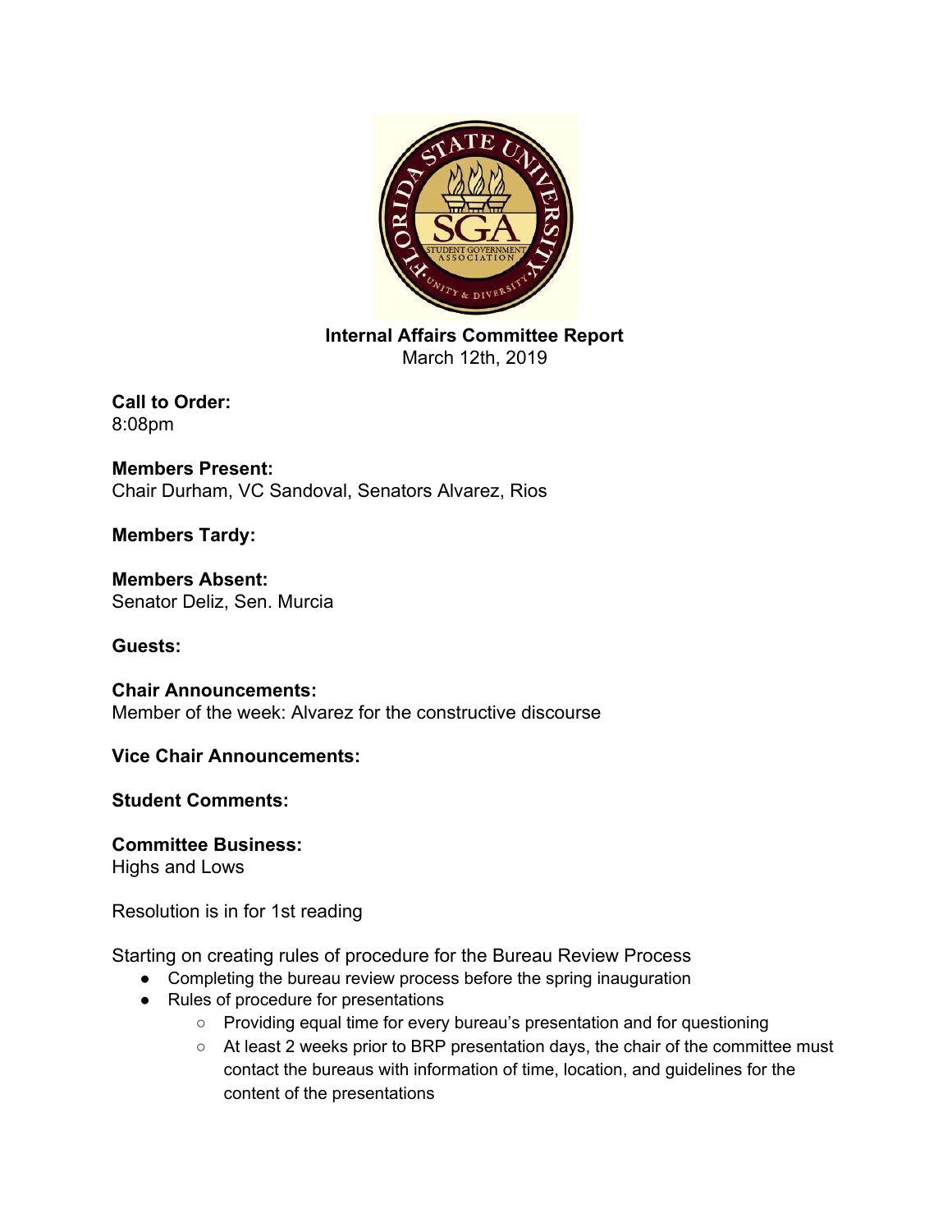# Internal Affairs Committee Report

March 12th, 2019

**Call to Order:**
8:08pm

**Members Present:**
Chair Durham, VC Sandoval, Senators Alvarez, Rios

**Members Tardy:**

**Members Absent:**
Senator Deliz, Sen. Murcia

**Guests:**

**Chair Announcements:**
Member of the week: Alvarez for the constructive discourse

**Vice Chair Announcements:**

**Student Comments:**

**Committee Business:**
Highs and Lows

Resolution is in for 1st reading

Starting on creating rules of procedure for the Bureau Review Process

- Completing the bureau review process before the spring inauguration
- Rules of procedure for presentations
    - Providing equal time for every bureau's presentation and for questioning
    - At least 2 weeks prior to BRP presentation days, the chair of the committee must contact the bureaus with information of time, location, and guidelines for the content of the presentations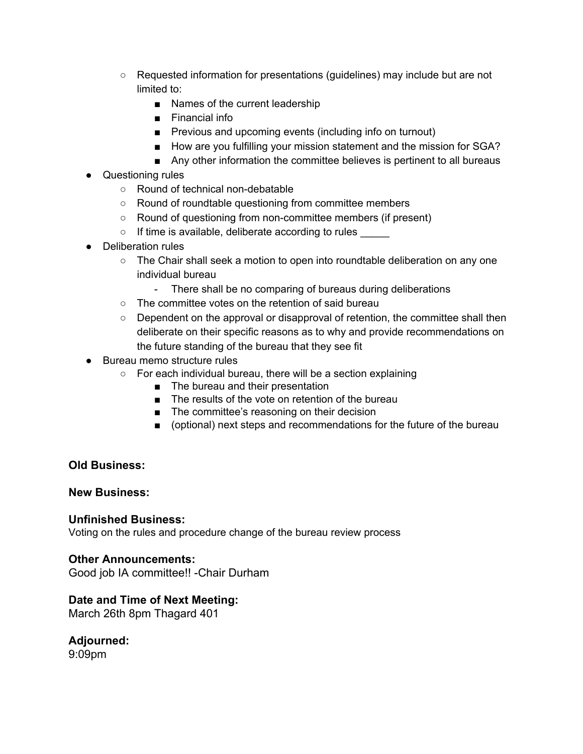- Requested information for presentations (guidelines) may include but are not limited to:
        - Names of the current leadership
        - Financial info
        - Previous and upcoming events (including info on turnout)
        - How are you fulfilling your mission statement and the mission for SGA?
        - Any other information the committee believes is pertinent to all bureaus
- Questioning rules
    - Round of technical non-debatable
    - Round of roundtable questioning from committee members
    - Round of questioning from non-committee members (if present)
    - If time is available, deliberate according to rules _____
- Deliberation rules
    - The Chair shall seek a motion to open into roundtable deliberation on any one individual bureau
        - There shall be no comparing of bureaus during deliberations
    - The committee votes on the retention of said bureau
    - Dependent on the approval or disapproval of retention, the committee shall then deliberate on their specific reasons as to why and provide recommendations on the future standing of the bureau that they see fit
- Bureau memo structure rules
    - For each individual bureau, there will be a section explaining
        - The bureau and their presentation
        - The results of the vote on retention of the bureau
        - The committee's reasoning on their decision
        - (optional) next steps and recommendations for the future of the bureau

**Old Business:**

**New Business:**

**Unfinished Business:**
Voting on the rules and procedure change of the bureau review process

**Other Announcements:**
Good job IA committee!! -Chair Durham

**Date and Time of Next Meeting:**
March 26th 8pm Thagard 401

**Adjourned:**
9:09pm